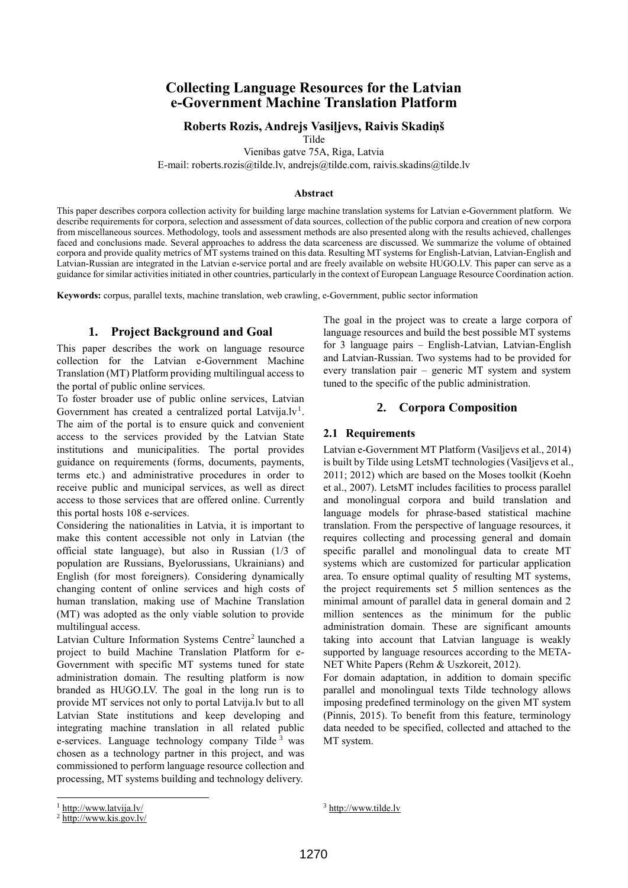# Collecting Language Resources for the Latvian e-Government Machine Translation Platform

**Roberts Rozis, Andrejs Vasiļjevs, Raivis Skadiņš**

Tilde

Vienibas gatve 75A, Riga, Latvia

E-mail: roberts.rozis@tilde.lv, andrejs@tilde.com, raivis.skadins@tilde.lv

### Abstract

This paper describes corpora collection activity for building large machine translation systems for Latvian e-Government platform. We describe requirements for corpora, selection and assessment of data sources, collection of the public corpora and creation of new corpora from miscellaneous sources. Methodology, tools and assessment methods are also presented along with the results achieved, challenges faced and conclusions made. Several approaches to address the data scarceness are discussed. We summarize the volume of obtained corpora and provide quality metrics of MT systems trained on this data. Resulting MT systems for English-Latvian, Latvian-English and Latvian-Russian are integrated in the Latvian e-service portal and are freely available on website HUGO.LV. This paper can serve as a guidance for similar activities initiated in other countries, particularly in the context of European Language Resource Coordination action.

**Keywords:** corpus, parallel texts, machine translation, web crawling, e-Government, public sector information

## 1. Project Background and Goal

This paper describes the work on language resource collection for the Latvian e-Government Machine Translation (MT) Platform providing multilingual access to the portal of public online services.

To foster broader use of public online services, Latvian Government has created a centralized portal Latvija.lv[1]. The aim of the portal is to ensure quick and convenient access to the services provided by the Latvian State institutions and municipalities. The portal provides guidance on requirements (forms, documents, payments, terms etc.) and administrative procedures in order to receive public and municipal services, as well as direct access to those services that are offered online. Currently this portal hosts 108 e-services.

Considering the nationalities in Latvia, it is important to make this content accessible not only in Latvian (the official state language), but also in Russian (1/3 of population are Russians, Byelorussians, Ukrainians) and English (for most foreigners). Considering dynamically changing content of online services and high costs of human translation, making use of Machine Translation (MT) was adopted as the only viable solution to provide multilingual access.

Latvian Culture Information Systems Centre[2] launched a project to build Machine Translation Platform for e-Government with specific MT systems tuned for state administration domain. The resulting platform is now branded as HUGO.LV. The goal in the long run is to provide MT services not only to portal Latvija.lv but to all Latvian State institutions and keep developing and integrating machine translation in all related public e-services. Language technology company Tilde[3] was chosen as a technology partner in this project, and was commissioned to perform language resource collection and processing, MT systems building and technology delivery.

The goal in the project was to create a large corpora of language resources and build the best possible MT systems for 3 language pairs – English-Latvian, Latvian-English and Latvian-Russian. Two systems had to be provided for every translation pair – generic MT system and system tuned to the specific of the public administration.

## 2. Corpora Composition

### 2.1 Requirements

Latvian e-Government MT Platform (Vasiļjevs et al., 2014) is built by Tilde using LetsMT technologies (Vasiļjevs et al., 2011; 2012) which are based on the Moses toolkit (Koehn et al., 2007). LetsMT includes facilities to process parallel and monolingual corpora and build translation and language models for phrase-based statistical machine translation. From the perspective of language resources, it requires collecting and processing general and domain specific parallel and monolingual data to create MT systems which are customized for particular application area. To ensure optimal quality of resulting MT systems, the project requirements set 5 million sentences as the minimal amount of parallel data in general domain and 2 million sentences as the minimum for the public administration domain. These are significant amounts taking into account that Latvian language is weakly supported by language resources according to the META-NET White Papers (Rehm & Uszkoreit, 2012).

For domain adaptation, in addition to domain specific parallel and monolingual texts Tilde technology allows imposing predefined terminology on the given MT system (Pinnis, 2015). To benefit from this feature, terminology data needed to be specified, collected and attached to the MT system.

[1] http://www.latvija.lv/

[2] http://www.kis.gov.lv/

[3] http://www.tilde.lv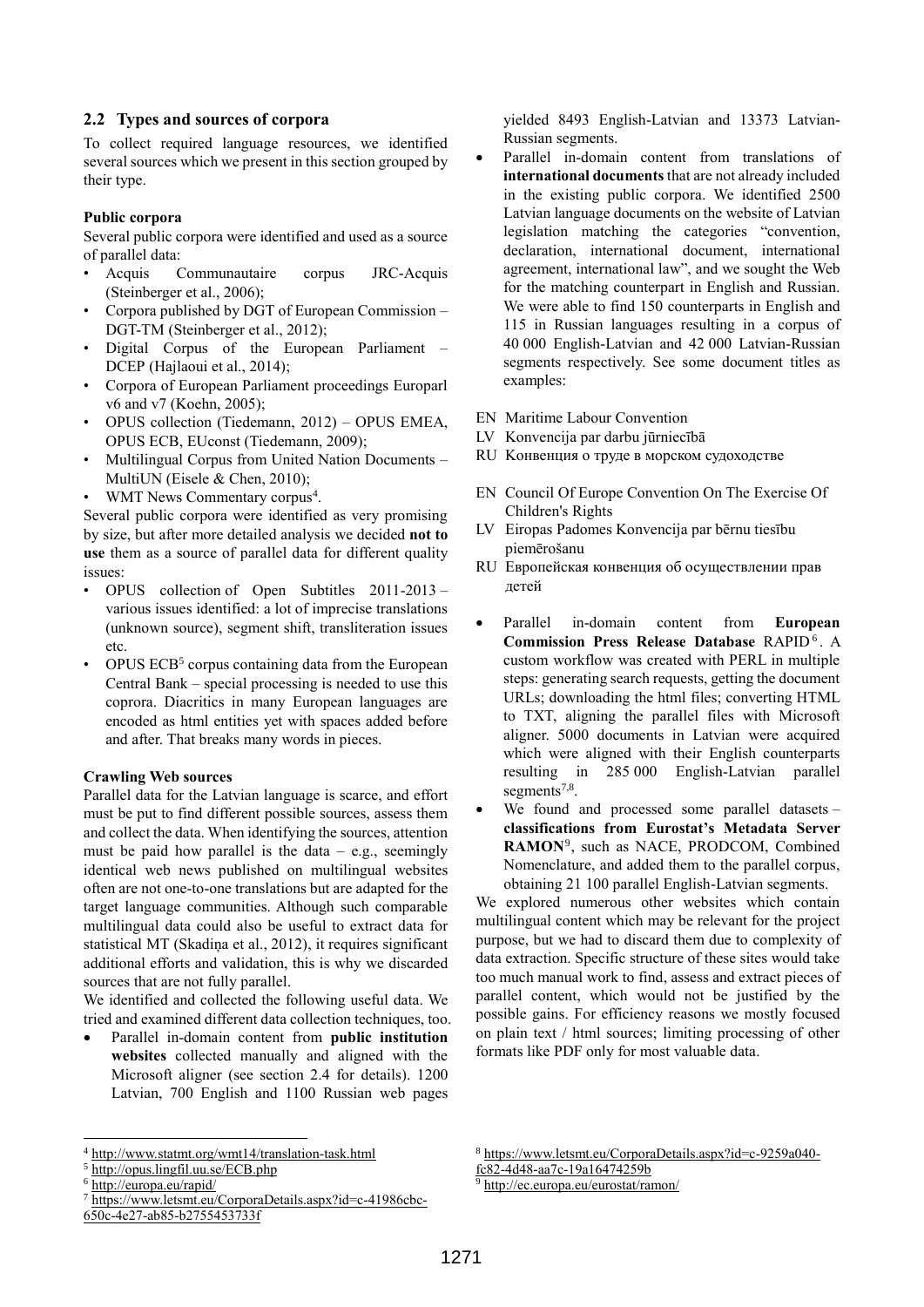## 2.2 Types and sources of corpora

To collect required language resources, we identified several sources which we present in this section grouped by their type.

**Public corpora**

Several public corpora were identified and used as a source of parallel data:

- Acquis Communautaire corpus JRC-Acquis (Steinberger et al., 2006);
- Corpora published by DGT of European Commission – DGT-TM (Steinberger et al., 2012);
- Digital Corpus of the European Parliament – DCEP (Hajlaoui et al., 2014);
- Corpora of European Parliament proceedings Europarl v6 and v7 (Koehn, 2005);
- OPUS collection (Tiedemann, 2012) – OPUS EMEA, OPUS ECB, EUconst (Tiedemann, 2009);
- Multilingual Corpus from United Nation Documents – MultiUN (Eisele & Chen, 2010);
- WMT News Commentary corpus[4].

Several public corpora were identified as very promising by size, but after more detailed analysis we decided **not to use** them as a source of parallel data for different quality issues:

- OPUS collection of Open Subtitles 2011-2013 – various issues identified: a lot of imprecise translations (unknown source), segment shift, transliteration issues etc.
- OPUS ECB[5] corpus containing data from the European Central Bank – special processing is needed to use this coprora. Diacritics in many European languages are encoded as html entities yet with spaces added before and after. That breaks many words in pieces.

**Crawling Web sources**

Parallel data for the Latvian language is scarce, and effort must be put to find different possible sources, assess them and collect the data. When identifying the sources, attention must be paid how parallel is the data – e.g., seemingly identical web news published on multilingual websites often are not one-to-one translations but are adapted for the target language communities. Although such comparable multilingual data could also be useful to extract data for statistical MT (Skadiņa et al., 2012), it requires significant additional efforts and validation, this is why we discarded sources that are not fully parallel.

We identified and collected the following useful data. We tried and examined different data collection techniques, too.

- Parallel in-domain content from **public institution websites** collected manually and aligned with the Microsoft aligner (see section 2.4 for details). 1200 Latvian, 700 English and 1100 Russian web pages yielded 8493 English-Latvian and 13373 Latvian-Russian segments.
- Parallel in-domain content from translations of **international documents** that are not already included in the existing public corpora. We identified 2500 Latvian language documents on the website of Latvian legislation matching the categories "convention, declaration, international document, international agreement, international law", and we sought the Web for the matching counterpart in English and Russian. We were able to find 150 counterparts in English and 115 in Russian languages resulting in a corpus of 40 000 English-Latvian and 42 000 Latvian-Russian segments respectively. See some document titles as examples:

EN Maritime Labour Convention
LV Konvencija par darbu jūrniecībā
RU Конвенция о труде в морском судоходстве

EN Council Of Europe Convention On The Exercise Of Children's Rights
LV Eiropas Padomes Konvencija par bērnu tiesību piemērošanu
RU Европейская конвенция об осуществлении прав детей

- Parallel in-domain content from **European Commission Press Release Database** RAPID[6]. A custom workflow was created with PERL in multiple steps: generating search requests, getting the document URLs; downloading the html files; converting HTML to TXT, aligning the parallel files with Microsoft aligner. 5000 documents in Latvian were acquired which were aligned with their English counterparts resulting in 285 000 English-Latvian parallel segments[7,8].
- We found and processed some parallel datasets – **classifications from Eurostat's Metadata Server RAMON**[9], such as NACE, PRODCOM, Combined Nomenclature, and added them to the parallel corpus, obtaining 21 100 parallel English-Latvian segments.

We explored numerous other websites which contain multilingual content which may be relevant for the project purpose, but we had to discard them due to complexity of data extraction. Specific structure of these sites would take too much manual work to find, assess and extract pieces of parallel content, which would not be justified by the possible gains. For efficiency reasons we mostly focused on plain text / html sources; limiting processing of other formats like PDF only for most valuable data.

---

[4] http://www.statmt.org/wmt14/translation-task.html
[5] http://opus.lingfil.uu.se/ECB.php
[6] http://europa.eu/rapid/
[7] https://www.letsmt.eu/CorporaDetails.aspx?id=c-41986cbc-650c-4e27-ab85-b2755453733f
[8] https://www.letsmt.eu/CorporaDetails.aspx?id=c-9259a040-fc82-4d48-aa7c-19a16474259b
[9] http://ec.europa.eu/eurostat/ramon/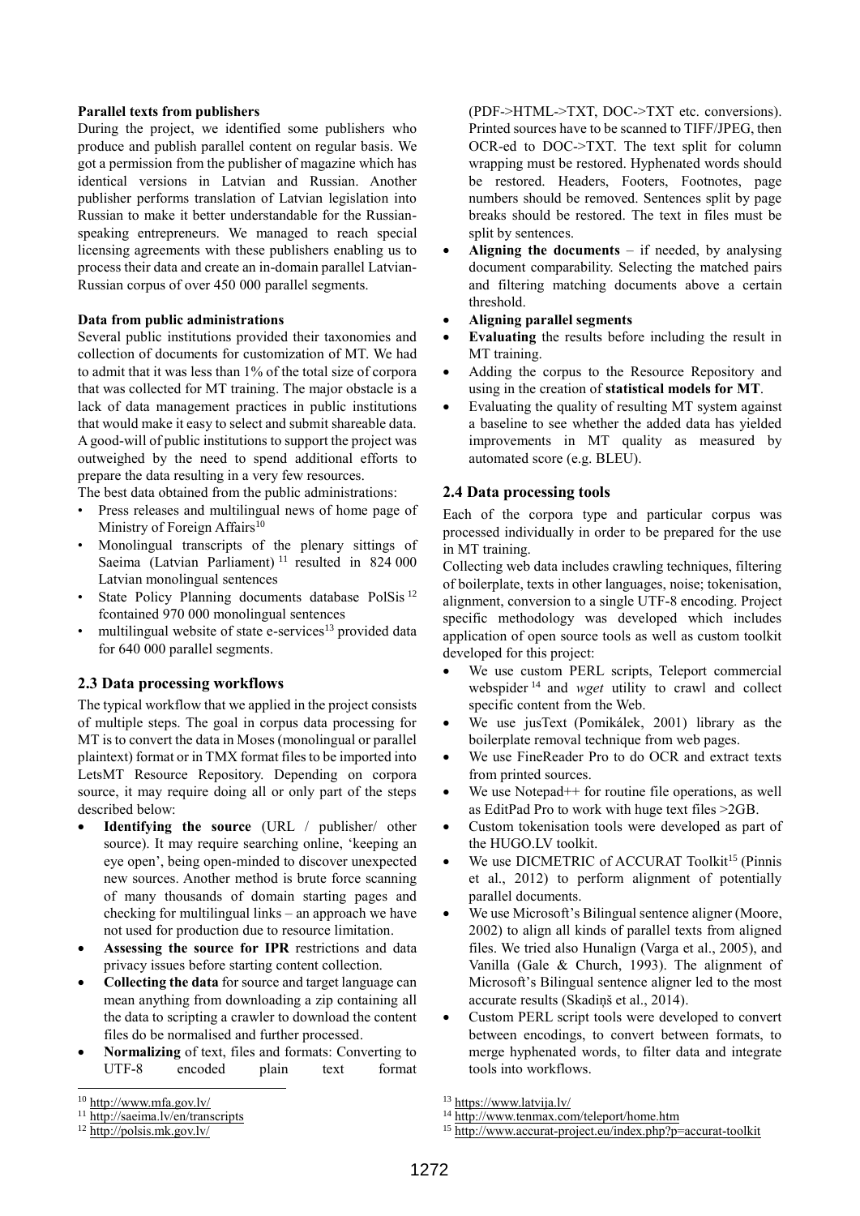**Parallel texts from publishers**

During the project, we identified some publishers who produce and publish parallel content on regular basis. We got a permission from the publisher of magazine which has identical versions in Latvian and Russian. Another publisher performs translation of Latvian legislation into Russian to make it better understandable for the Russian-speaking entrepreneurs. We managed to reach special licensing agreements with these publishers enabling us to process their data and create an in-domain parallel Latvian-Russian corpus of over 450 000 parallel segments.

**Data from public administrations**

Several public institutions provided their taxonomies and collection of documents for customization of MT. We had to admit that it was less than 1% of the total size of corpora that was collected for MT training. The major obstacle is a lack of data management practices in public institutions that would make it easy to select and submit shareable data. A good-will of public institutions to support the project was outweighed by the need to spend additional efforts to prepare the data resulting in a very few resources.

The best data obtained from the public administrations:

- Press releases and multilingual news of home page of Ministry of Foreign Affairs[10]
- Monolingual transcripts of the plenary sittings of Saeima (Latvian Parliament)[11] resulted in 824 000 Latvian monolingual sentences
- State Policy Planning documents database PolSis[12] fcontained 970 000 monolingual sentences
- multilingual website of state e-services[13] provided data for 640 000 parallel segments.

## 2.3 Data processing workflows

The typical workflow that we applied in the project consists of multiple steps. The goal in corpus data processing for MT is to convert the data in Moses (monolingual or parallel plaintext) format or in TMX format files to be imported into LetsMT Resource Repository. Depending on corpora source, it may require doing all or only part of the steps described below:

- **Identifying the source** (URL / publisher/ other source). It may require searching online, 'keeping an eye open', being open-minded to discover unexpected new sources. Another method is brute force scanning of many thousands of domain starting pages and checking for multilingual links – an approach we have not used for production due to resource limitation.
- **Assessing the source for IPR** restrictions and data privacy issues before starting content collection.
- **Collecting the data** for source and target language can mean anything from downloading a zip containing all the data to scripting a crawler to download the content files do be normalised and further processed.
- **Normalizing** of text, files and formats: Converting to UTF-8 encoded plain text format (PDF->HTML->TXT, DOC->TXT etc. conversions). Printed sources have to be scanned to TIFF/JPEG, then OCR-ed to DOC->TXT. The text split for column wrapping must be restored. Hyphenated words should be restored. Headers, Footers, Footnotes, page numbers should be removed. Sentences split by page breaks should be restored. The text in files must be split by sentences.
- **Aligning the documents** – if needed, by analysing document comparability. Selecting the matched pairs and filtering matching documents above a certain threshold.
- **Aligning parallel segments**
- **Evaluating** the results before including the result in MT training.
- Adding the corpus to the Resource Repository and using in the creation of **statistical models for MT**.
- Evaluating the quality of resulting MT system against a baseline to see whether the added data has yielded improvements in MT quality as measured by automated score (e.g. BLEU).

## 2.4 Data processing tools

Each of the corpora type and particular corpus was processed individually in order to be prepared for the use in MT training.

Collecting web data includes crawling techniques, filtering of boilerplate, texts in other languages, noise; tokenisation, alignment, conversion to a single UTF-8 encoding. Project specific methodology was developed which includes application of open source tools as well as custom toolkit developed for this project:

- We use custom PERL scripts, Teleport commercial webspider[14] and *wget* utility to crawl and collect specific content from the Web.
- We use jusText (Pomikálek, 2001) library as the boilerplate removal technique from web pages.
- We use FineReader Pro to do OCR and extract texts from printed sources.
- We use Notepad++ for routine file operations, as well as EditPad Pro to work with huge text files >2GB.
- Custom tokenisation tools were developed as part of the HUGO.LV toolkit.
- We use DICMETRIC of ACCURAT Toolkit[15] (Pinnis et al., 2012) to perform alignment of potentially parallel documents.
- We use Microsoft's Bilingual sentence aligner (Moore, 2002) to align all kinds of parallel texts from aligned files. We tried also Hunalign (Varga et al., 2005), and Vanilla (Gale & Church, 1993). The alignment of Microsoft's Bilingual sentence aligner led to the most accurate results (Skadiņš et al., 2014).
- Custom PERL script tools were developed to convert between encodings, to convert between formats, to merge hyphenated words, to filter data and integrate tools into workflows.

---

[10] http://www.mfa.gov.lv/

[11] http://saeima.lv/en/transcripts

[12] http://polsis.mk.gov.lv/

[13] https://www.latvija.lv/

[14] http://www.tenmax.com/teleport/home.htm

[15] http://www.accurat-project.eu/index.php?p=accurat-toolkit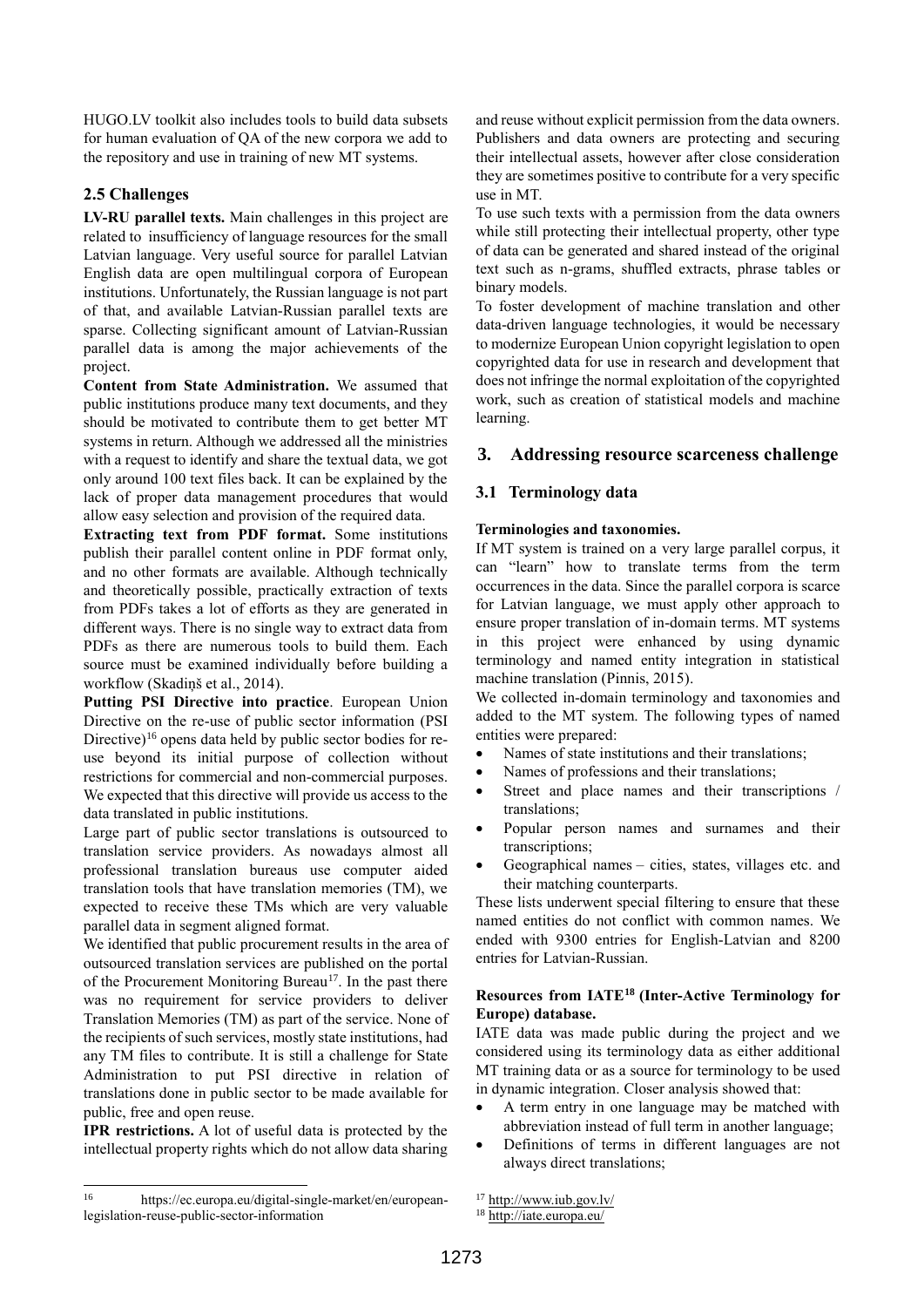HUGO.LV toolkit also includes tools to build data subsets for human evaluation of QA of the new corpora we add to the repository and use in training of new MT systems.

### 2.5 Challenges

**LV-RU parallel texts.** Main challenges in this project are related to insufficiency of language resources for the small Latvian language. Very useful source for parallel Latvian English data are open multilingual corpora of European institutions. Unfortunately, the Russian language is not part of that, and available Latvian-Russian parallel texts are sparse. Collecting significant amount of Latvian-Russian parallel data is among the major achievements of the project.

**Content from State Administration.** We assumed that public institutions produce many text documents, and they should be motivated to contribute them to get better MT systems in return. Although we addressed all the ministries with a request to identify and share the textual data, we got only around 100 text files back. It can be explained by the lack of proper data management procedures that would allow easy selection and provision of the required data.

**Extracting text from PDF format.** Some institutions publish their parallel content online in PDF format only, and no other formats are available. Although technically and theoretically possible, practically extraction of texts from PDFs takes a lot of efforts as they are generated in different ways. There is no single way to extract data from PDFs as there are numerous tools to build them. Each source must be examined individually before building a workflow (Skadiņš et al., 2014).

**Putting PSI Directive into practice**. European Union Directive on the re-use of public sector information (PSI Directive)[16] opens data held by public sector bodies for re-use beyond its initial purpose of collection without restrictions for commercial and non-commercial purposes. We expected that this directive will provide us access to the data translated in public institutions.

Large part of public sector translations is outsourced to translation service providers. As nowadays almost all professional translation bureaus use computer aided translation tools that have translation memories (TM), we expected to receive these TMs which are very valuable parallel data in segment aligned format.

We identified that public procurement results in the area of outsourced translation services are published on the portal of the Procurement Monitoring Bureau[17]. In the past there was no requirement for service providers to deliver Translation Memories (TM) as part of the service. None of the recipients of such services, mostly state institutions, had any TM files to contribute. It is still a challenge for State Administration to put PSI directive in relation of translations done in public sector to be made available for public, free and open reuse.

**IPR restrictions.** A lot of useful data is protected by the intellectual property rights which do not allow data sharing and reuse without explicit permission from the data owners. Publishers and data owners are protecting and securing their intellectual assets, however after close consideration they are sometimes positive to contribute for a very specific use in MT.

To use such texts with a permission from the data owners while still protecting their intellectual property, other type of data can be generated and shared instead of the original text such as n-grams, shuffled extracts, phrase tables or binary models.

To foster development of machine translation and other data-driven language technologies, it would be necessary to modernize European Union copyright legislation to open copyrighted data for use in research and development that does not infringe the normal exploitation of the copyrighted work, such as creation of statistical models and machine learning.

## 3. Addressing resource scarceness challenge

### 3.1 Terminology data

**Terminologies and taxonomies.**

If MT system is trained on a very large parallel corpus, it can "learn" how to translate terms from the term occurrences in the data. Since the parallel corpora is scarce for Latvian language, we must apply other approach to ensure proper translation of in-domain terms. MT systems in this project were enhanced by using dynamic terminology and named entity integration in statistical machine translation (Pinnis, 2015).

We collected in-domain terminology and taxonomies and added to the MT system. The following types of named entities were prepared:

- Names of state institutions and their translations;
- Names of professions and their translations;
- Street and place names and their transcriptions / translations;
- Popular person names and surnames and their transcriptions;
- Geographical names – cities, states, villages etc. and their matching counterparts.

These lists underwent special filtering to ensure that these named entities do not conflict with common names. We ended with 9300 entries for English-Latvian and 8200 entries for Latvian-Russian.

**Resources from IATE[18] (Inter-Active Terminology for Europe) database.**

IATE data was made public during the project and we considered using its terminology data as either additional MT training data or as a source for terminology to be used in dynamic integration. Closer analysis showed that:

- A term entry in one language may be matched with abbreviation instead of full term in another language;
- Definitions of terms in different languages are not always direct translations;

[16] https://ec.europa.eu/digital-single-market/en/european-legislation-reuse-public-sector-information

[17] http://www.iub.gov.lv/

[18] http://iate.europa.eu/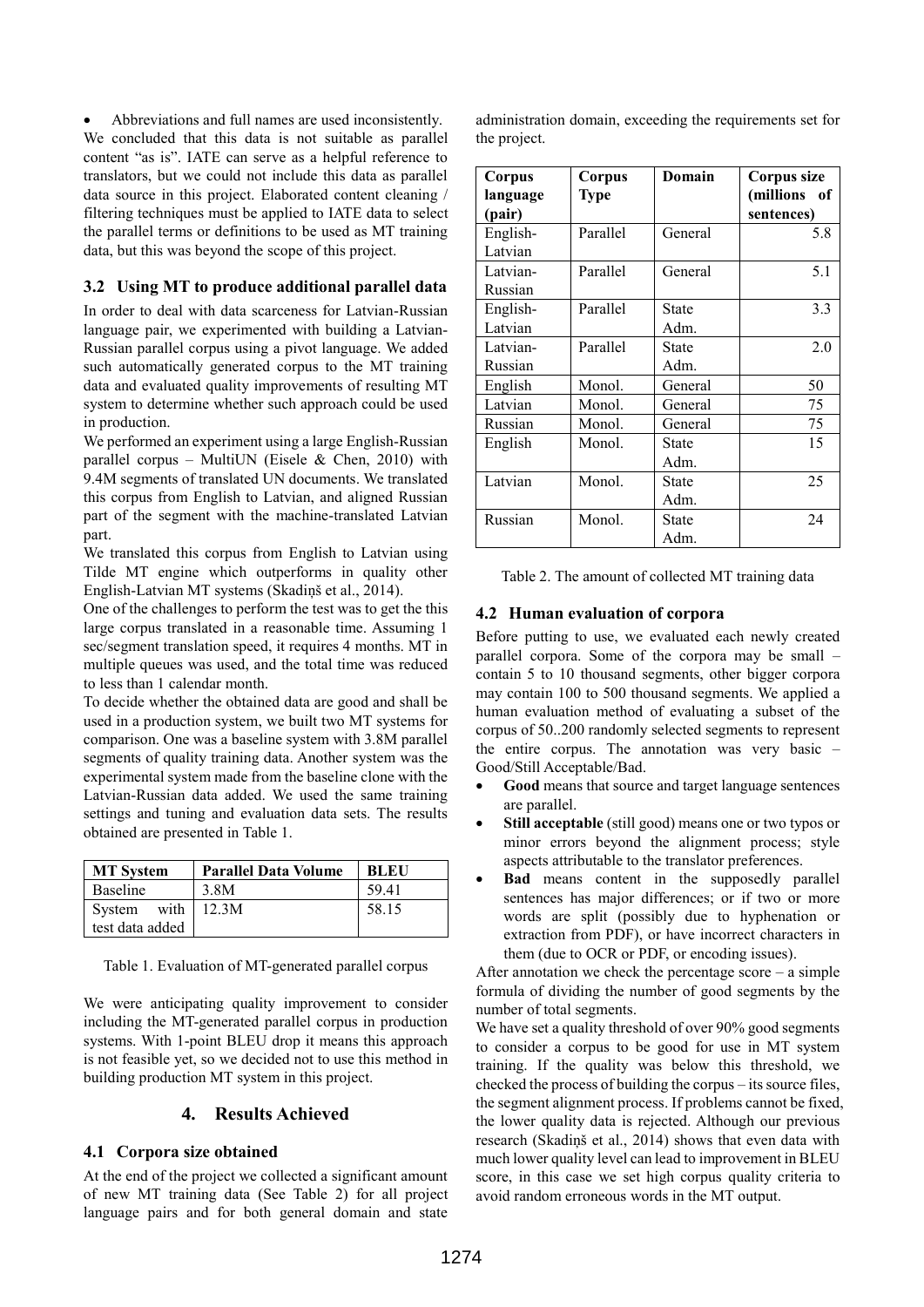- Abbreviations and full names are used inconsistently.

We concluded that this data is not suitable as parallel content "as is". IATE can serve as a helpful reference to translators, but we could not include this data as parallel data source in this project. Elaborated content cleaning / filtering techniques must be applied to IATE data to select the parallel terms or definitions to be used as MT training data, but this was beyond the scope of this project.

### 3.2 Using MT to produce additional parallel data

In order to deal with data scarceness for Latvian-Russian language pair, we experimented with building a Latvian-Russian parallel corpus using a pivot language. We added such automatically generated corpus to the MT training data and evaluated quality improvements of resulting MT system to determine whether such approach could be used in production.

We performed an experiment using a large English-Russian parallel corpus – MultiUN (Eisele & Chen, 2010) with 9.4M segments of translated UN documents. We translated this corpus from English to Latvian, and aligned Russian part of the segment with the machine-translated Latvian part.

We translated this corpus from English to Latvian using Tilde MT engine which outperforms in quality other English-Latvian MT systems (Skadiņš et al., 2014).

One of the challenges to perform the test was to get the this large corpus translated in a reasonable time. Assuming 1 sec/segment translation speed, it requires 4 months. MT in multiple queues was used, and the total time was reduced to less than 1 calendar month.

To decide whether the obtained data are good and shall be used in a production system, we built two MT systems for comparison. One was a baseline system with 3.8M parallel segments of quality training data. Another system was the experimental system made from the baseline clone with the Latvian-Russian data added. We used the same training settings and tuning and evaluation data sets. The results obtained are presented in Table 1.

| MT System | Parallel Data Volume | BLEU |
|---|---|---|
| Baseline | 3.8M | 59.41 |
| System with test data added | 12.3M | 58.15 |

Table 1. Evaluation of MT-generated parallel corpus

We were anticipating quality improvement to consider including the MT-generated parallel corpus in production systems. With 1-point BLEU drop it means this approach is not feasible yet, so we decided not to use this method in building production MT system in this project.

## 4. Results Achieved

### 4.1 Corpora size obtained

At the end of the project we collected a significant amount of new MT training data (See Table 2) for all project language pairs and for both general domain and state administration domain, exceeding the requirements set for the project.

| Corpus language (pair) | Corpus Type | Domain | Corpus size (millions of sentences) |
|---|---|---|---|
| English-Latvian | Parallel | General | 5.8 |
| Latvian-Russian | Parallel | General | 5.1 |
| English-Latvian | Parallel | State Adm. | 3.3 |
| Latvian-Russian | Parallel | State Adm. | 2.0 |
| English | Monol. | General | 50 |
| Latvian | Monol. | General | 75 |
| Russian | Monol. | General | 75 |
| English | Monol. | State Adm. | 15 |
| Latvian | Monol. | State Adm. | 25 |
| Russian | Monol. | State Adm. | 24 |

Table 2. The amount of collected MT training data

### 4.2 Human evaluation of corpora

Before putting to use, we evaluated each newly created parallel corpora. Some of the corpora may be small – contain 5 to 10 thousand segments, other bigger corpora may contain 100 to 500 thousand segments. We applied a human evaluation method of evaluating a subset of the corpus of 50..200 randomly selected segments to represent the entire corpus. The annotation was very basic – Good/Still Acceptable/Bad.

- **Good** means that source and target language sentences are parallel.
- **Still acceptable** (still good) means one or two typos or minor errors beyond the alignment process; style aspects attributable to the translator preferences.
- **Bad** means content in the supposedly parallel sentences has major differences; or if two or more words are split (possibly due to hyphenation or extraction from PDF), or have incorrect characters in them (due to OCR or PDF, or encoding issues).

After annotation we check the percentage score – a simple formula of dividing the number of good segments by the number of total segments.

We have set a quality threshold of over 90% good segments to consider a corpus to be good for use in MT system training. If the quality was below this threshold, we checked the process of building the corpus – its source files, the segment alignment process. If problems cannot be fixed, the lower quality data is rejected. Although our previous research (Skadiņš et al., 2014) shows that even data with much lower quality level can lead to improvement in BLEU score, in this case we set high corpus quality criteria to avoid random erroneous words in the MT output.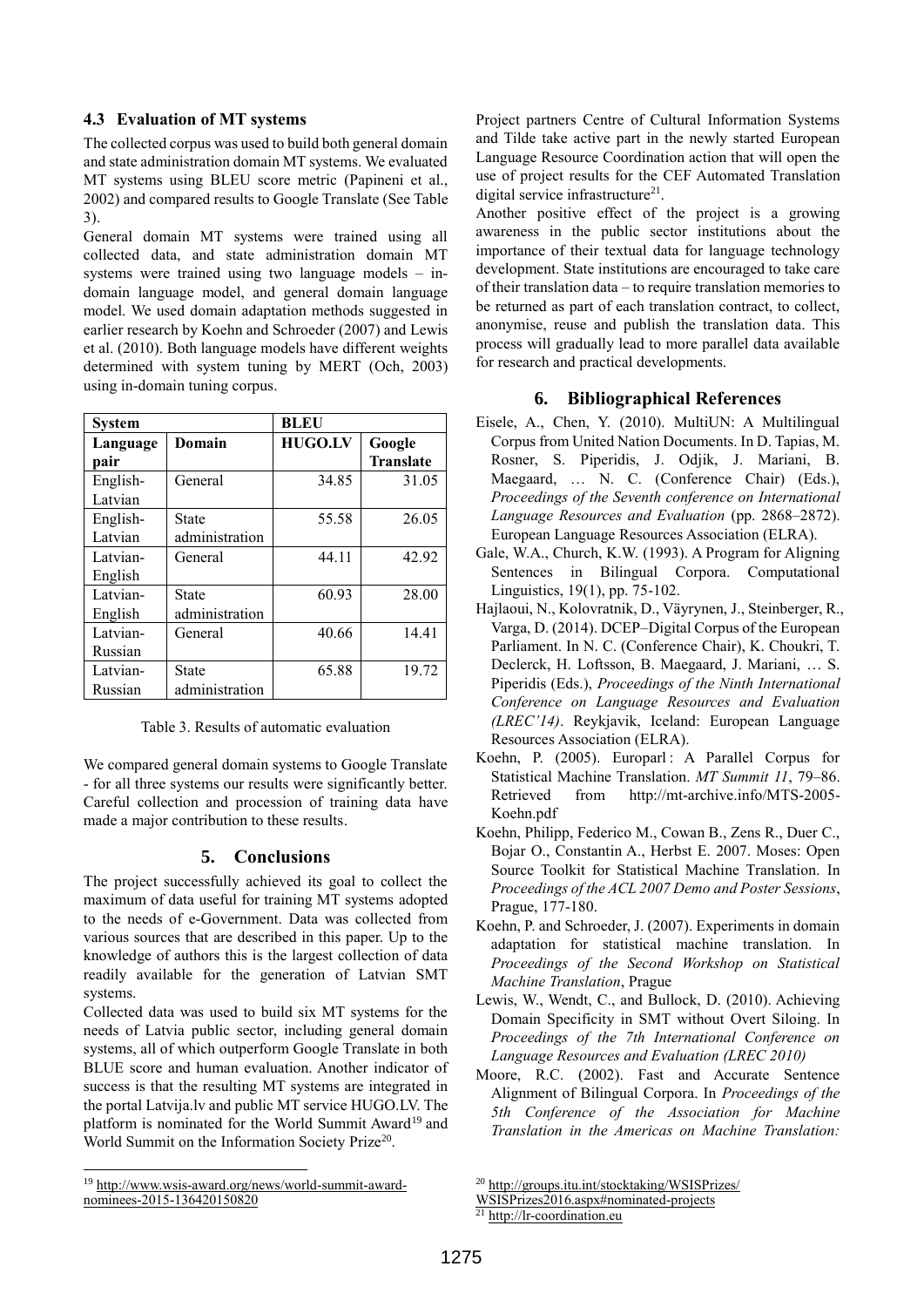### 4.3 Evaluation of MT systems

The collected corpus was used to build both general domain and state administration domain MT systems. We evaluated MT systems using BLEU score metric (Papineni et al., 2002) and compared results to Google Translate (See Table 3).

General domain MT systems were trained using all collected data, and state administration domain MT systems were trained using two language models – in-domain language model, and general domain language model. We used domain adaptation methods suggested in earlier research by Koehn and Schroeder (2007) and Lewis et al. (2010). Both language models have different weights determined with system tuning by MERT (Och, 2003) using in-domain tuning corpus.

| System | | BLEU | |
|---|---|---|---|
| Language pair | Domain | HUGO.LV | Google Translate |
| English-Latvian | General | 34.85 | 31.05 |
| English-Latvian | State administration | 55.58 | 26.05 |
| Latvian-English | General | 44.11 | 42.92 |
| Latvian-English | State administration | 60.93 | 28.00 |
| Latvian-Russian | General | 40.66 | 14.41 |
| Latvian-Russian | State administration | 65.88 | 19.72 |

Table 3. Results of automatic evaluation

We compared general domain systems to Google Translate - for all three systems our results were significantly better. Careful collection and procession of training data have made a major contribution to these results.

## 5. Conclusions

The project successfully achieved its goal to collect the maximum of data useful for training MT systems adopted to the needs of e-Government. Data was collected from various sources that are described in this paper. Up to the knowledge of authors this is the largest collection of data readily available for the generation of Latvian SMT systems.

Collected data was used to build six MT systems for the needs of Latvia public sector, including general domain systems, all of which outperform Google Translate in both BLUE score and human evaluation. Another indicator of success is that the resulting MT systems are integrated in the portal Latvija.lv and public MT service HUGO.LV. The platform is nominated for the World Summit Award[19] and World Summit on the Information Society Prize[20].

Project partners Centre of Cultural Information Systems and Tilde take active part in the newly started European Language Resource Coordination action that will open the use of project results for the CEF Automated Translation digital service infrastructure[21].

Another positive effect of the project is a growing awareness in the public sector institutions about the importance of their textual data for language technology development. State institutions are encouraged to take care of their translation data – to require translation memories to be returned as part of each translation contract, to collect, anonymise, reuse and publish the translation data. This process will gradually lead to more parallel data available for research and practical developments.

## 6. Bibliographical References

Eisele, A., Chen, Y. (2010). MultiUN: A Multilingual Corpus from United Nation Documents. In D. Tapias, M. Rosner, S. Piperidis, J. Odjik, J. Mariani, B. Maegaard, … N. C. (Conference Chair) (Eds.), *Proceedings of the Seventh conference on International Language Resources and Evaluation* (pp. 2868–2872). European Language Resources Association (ELRA).

Gale, W.A., Church, K.W. (1993). A Program for Aligning Sentences in Bilingual Corpora. Computational Linguistics, 19(1), pp. 75-102.

Hajlaoui, N., Kolovratnik, D., Väyrynen, J., Steinberger, R., Varga, D. (2014). DCEP–Digital Corpus of the European Parliament. In N. C. (Conference Chair), K. Choukri, T. Declerck, H. Loftsson, B. Maegaard, J. Mariani, … S. Piperidis (Eds.), *Proceedings of the Ninth International Conference on Language Resources and Evaluation (LREC'14)*. Reykjavik, Iceland: European Language Resources Association (ELRA).

Koehn, P. (2005). Europarl : A Parallel Corpus for Statistical Machine Translation. *MT Summit 11*, 79–86. Retrieved from http://mt-archive.info/MTS-2005-Koehn.pdf

Koehn, Philipp, Federico M., Cowan B., Zens R., Duer C., Bojar O., Constantin A., Herbst E. 2007. Moses: Open Source Toolkit for Statistical Machine Translation. In *Proceedings of the ACL 2007 Demo and Poster Sessions*, Prague, 177-180.

Koehn, P. and Schroeder, J. (2007). Experiments in domain adaptation for statistical machine translation. In *Proceedings of the Second Workshop on Statistical Machine Translation*, Prague

Lewis, W., Wendt, C., and Bullock, D. (2010). Achieving Domain Specificity in SMT without Overt Siloing. In *Proceedings of the 7th International Conference on Language Resources and Evaluation (LREC 2010)*

Moore, R.C. (2002). Fast and Accurate Sentence Alignment of Bilingual Corpora. In *Proceedings of the 5th Conference of the Association for Machine Translation in the Americas on Machine Translation:*

---

[19] http://www.wsis-award.org/news/world-summit-award-nominees-2015-136420150820

[20] http://groups.itu.int/stocktaking/WSISPrizes/WSISPrizes2016.aspx#nominated-projects

[21] http://lr-coordination.eu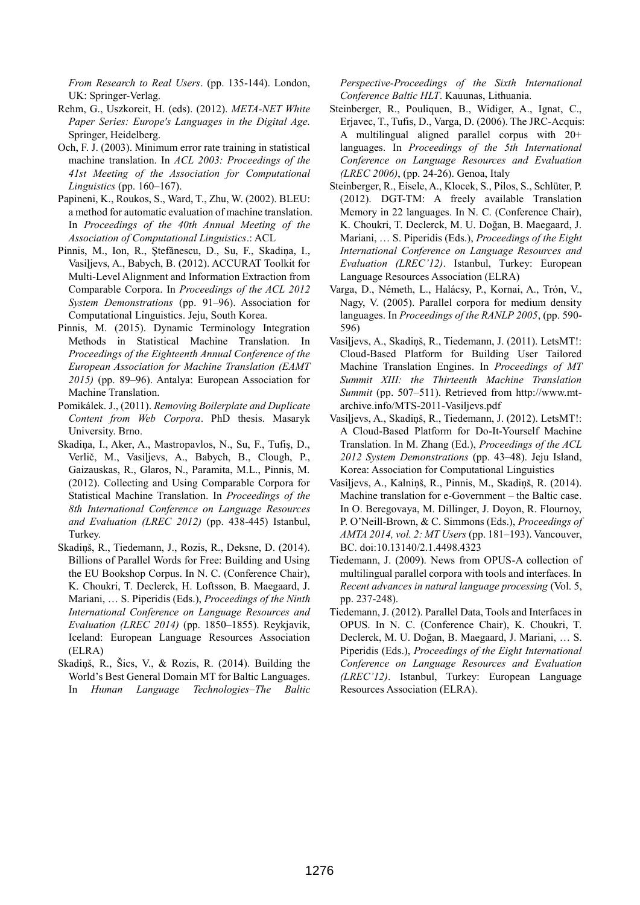*From Research to Real Users*. (pp. 135-144). London, UK: Springer-Verlag.

Rehm, G., Uszkoreit, H. (eds). (2012). *META-NET White Paper Series: Europe's Languages in the Digital Age.* Springer, Heidelberg.

Och, F. J. (2003). Minimum error rate training in statistical machine translation. In *ACL 2003: Proceedings of the 41st Meeting of the Association for Computational Linguistics* (pp. 160–167).

Papineni, K., Roukos, S., Ward, T., Zhu, W. (2002). BLEU: a method for automatic evaluation of machine translation. In *Proceedings of the 40th Annual Meeting of the Association of Computational Linguistics*.: ACL

Pinnis, M., Ion, R., Ştefănescu, D., Su, F., Skadiņa, I., Vasiļjevs, A., Babych, B. (2012). ACCURAT Toolkit for Multi-Level Alignment and Information Extraction from Comparable Corpora. In *Proceedings of the ACL 2012 System Demonstrations* (pp. 91–96). Association for Computational Linguistics. Jeju, South Korea.

Pinnis, M. (2015). Dynamic Terminology Integration Methods in Statistical Machine Translation. In *Proceedings of the Eighteenth Annual Conference of the European Association for Machine Translation (EAMT 2015)* (pp. 89–96). Antalya: European Association for Machine Translation.

Pomikálek. J., (2011). *Removing Boilerplate and Duplicate Content from Web Corpora*. PhD thesis. Masaryk University. Brno.

Skadiņa, I., Aker, A., Mastropavlos, N., Su, F., Tufiş, D., Verlič, M., Vasiļjevs, A., Babych, B., Clough, P., Gaizauskas, R., Glaros, N., Paramita, M.L., Pinnis, M. (2012). Collecting and Using Comparable Corpora for Statistical Machine Translation. In *Proceedings of the 8th International Conference on Language Resources and Evaluation (LREC 2012)* (pp. 438-445) Istanbul, Turkey.

Skadiņš, R., Tiedemann, J., Rozis, R., Deksne, D. (2014). Billions of Parallel Words for Free: Building and Using the EU Bookshop Corpus. In N. C. (Conference Chair), K. Choukri, T. Declerck, H. Loftsson, B. Maegaard, J. Mariani, … S. Piperidis (Eds.), *Proceedings of the Ninth International Conference on Language Resources and Evaluation (LREC 2014)* (pp. 1850–1855). Reykjavik, Iceland: European Language Resources Association (ELRA)

Skadiņš, R., Šics, V., & Rozis, R. (2014). Building the World's Best General Domain MT for Baltic Languages. In *Human Language Technologies–The Baltic Perspective-Proceedings of the Sixth International Conference Baltic HLT*. Kauunas, Lithuania.

Steinberger, R., Pouliquen, B., Widiger, A., Ignat, C., Erjavec, T., Tufis, D., Varga, D. (2006). The JRC-Acquis: A multilingual aligned parallel corpus with 20+ languages. In *Proceedings of the 5th International Conference on Language Resources and Evaluation (LREC 2006)*, (pp. 24-26). Genoa, Italy

Steinberger, R., Eisele, A., Klocek, S., Pilos, S., Schlüter, P. (2012). DGT-TM: A freely available Translation Memory in 22 languages. In N. C. (Conference Chair), K. Choukri, T. Declerck, M. U. Doğan, B. Maegaard, J. Mariani, … S. Piperidis (Eds.), *Proceedings of the Eight International Conference on Language Resources and Evaluation (LREC'12)*. Istanbul, Turkey: European Language Resources Association (ELRA)

Varga, D., Németh, L., Halácsy, P., Kornai, A., Trón, V., Nagy, V. (2005). Parallel corpora for medium density languages. In *Proceedings of the RANLP 2005*, (pp. 590-596)

Vasiļjevs, A., Skadiņš, R., Tiedemann, J. (2011). LetsMT!: Cloud-Based Platform for Building User Tailored Machine Translation Engines. In *Proceedings of MT Summit XIII: the Thirteenth Machine Translation Summit* (pp. 507–511). Retrieved from http://www.mt-archive.info/MTS-2011-Vasiljevs.pdf

Vasiļjevs, A., Skadiņš, R., Tiedemann, J. (2012). LetsMT!: A Cloud-Based Platform for Do-It-Yourself Machine Translation. In M. Zhang (Ed.), *Proceedings of the ACL 2012 System Demonstrations* (pp. 43–48). Jeju Island, Korea: Association for Computational Linguistics

Vasiļjevs, A., Kalniņš, R., Pinnis, M., Skadiņš, R. (2014). Machine translation for e-Government – the Baltic case. In O. Beregovaya, M. Dillinger, J. Doyon, R. Flournoy, P. O'Neill-Brown, & C. Simmons (Eds.), *Proceedings of AMTA 2014, vol. 2: MT Users* (pp. 181–193). Vancouver, BC. doi:10.13140/2.1.4498.4323

Tiedemann, J. (2009). News from OPUS-A collection of multilingual parallel corpora with tools and interfaces. In *Recent advances in natural language processing* (Vol. 5, pp. 237-248).

Tiedemann, J. (2012). Parallel Data, Tools and Interfaces in OPUS. In N. C. (Conference Chair), K. Choukri, T. Declerck, M. U. Doğan, B. Maegaard, J. Mariani, … S. Piperidis (Eds.), *Proceedings of the Eight International Conference on Language Resources and Evaluation (LREC'12)*. Istanbul, Turkey: European Language Resources Association (ELRA).